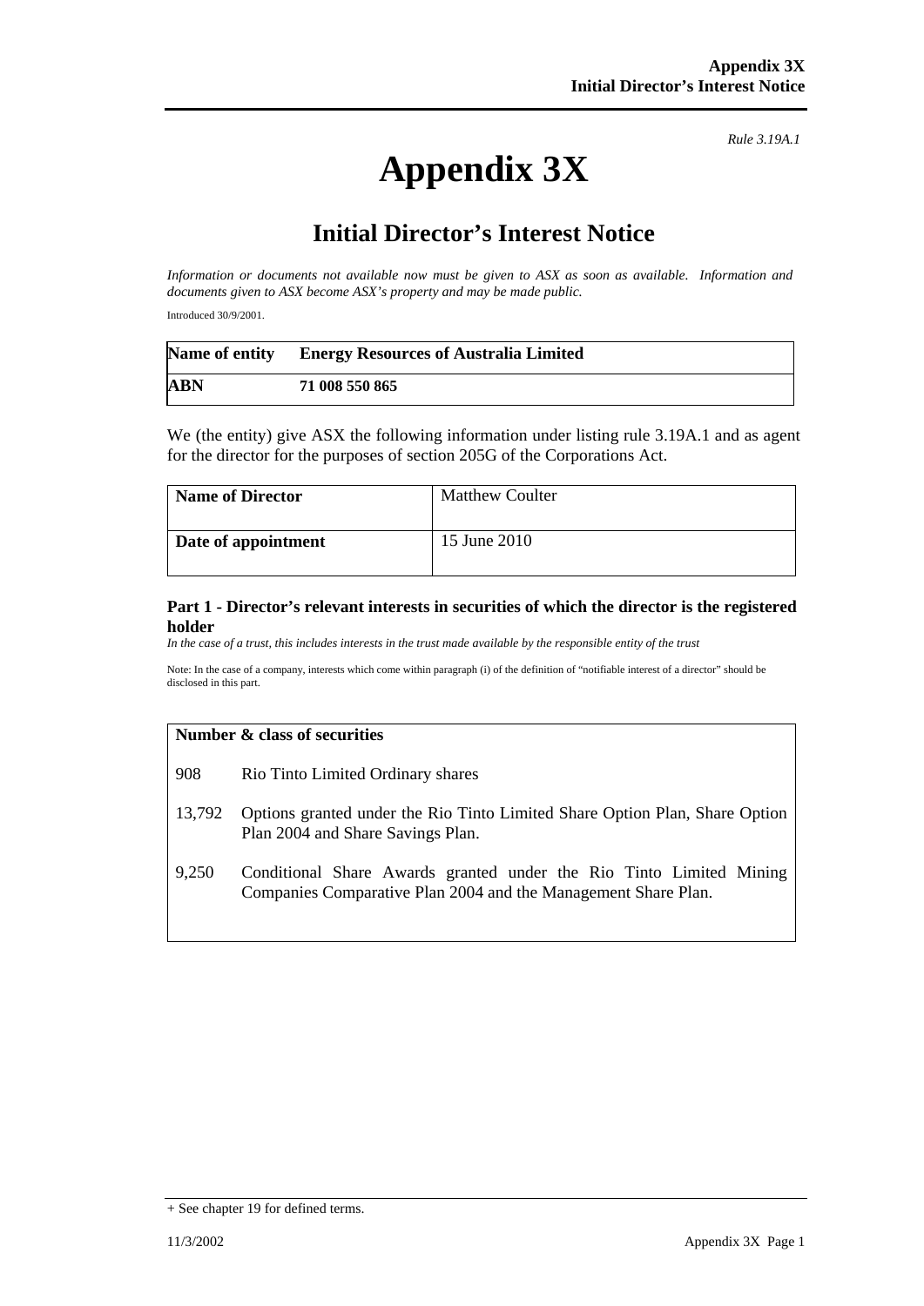*Rule 3.19A.1*

# Appendix 3X

## Initial Director's Interest Notice

*Information or documents not available now must be given to ASX as soon as available. Information and documents given to ASX become ASX's property and may be made public.*

Introduced 30/9/2001.

| **Name of entity** | **Energy Resources of Australia Limited** |
|---|---|
| **ABN** | **71 008 550 865** |

We (the entity) give ASX the following information under listing rule 3.19A.1 and as agent for the director for the purposes of section 205G of the Corporations Act.

| **Name of Director** | Matthew Coulter |
|---|---|
| **Date of appointment** | 15 June 2010 |

### Part 1 - Director's relevant interests in securities of which the director is the registered holder

*In the case of a trust, this includes interests in the trust made available by the responsible entity of the trust*

Note: In the case of a company, interests which come within paragraph (i) of the definition of "notifiable interest of a director" should be disclosed in this part.

| **Number & class of securities** | |
|---|---|
| 908 | Rio Tinto Limited Ordinary shares |
| 13,792 | Options granted under the Rio Tinto Limited Share Option Plan, Share Option Plan 2004 and Share Savings Plan. |
| 9,250 | Conditional Share Awards granted under the Rio Tinto Limited Mining Companies Comparative Plan 2004 and the Management Share Plan. |

+ See chapter 19 for defined terms.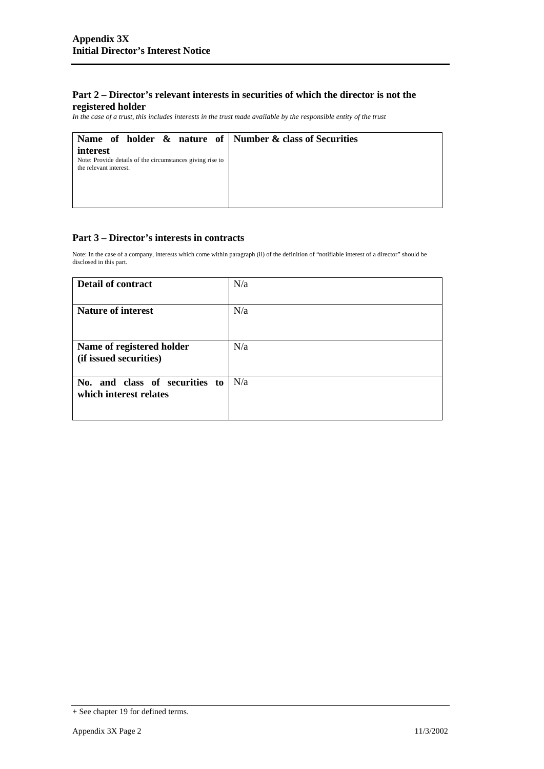## Part 2 – Director's relevant interests in securities of which the director is not the registered holder

*In the case of a trust, this includes interests in the trust made available by the responsible entity of the trust*

| **Name of holder & nature of interest**<br>Note: Provide details of the circumstances giving rise to the relevant interest. | **Number & class of Securities** |
|---|---|
| | |

## Part 3 – Director's interests in contracts

Note: In the case of a company, interests which come within paragraph (ii) of the definition of "notifiable interest of a director" should be disclosed in this part.

| | |
|---|---|
| **Detail of contract** | N/a |
| **Nature of interest** | N/a |
| **Name of registered holder (if issued securities)** | N/a |
| **No. and class of securities to which interest relates** | N/a |

+ See chapter 19 for defined terms.